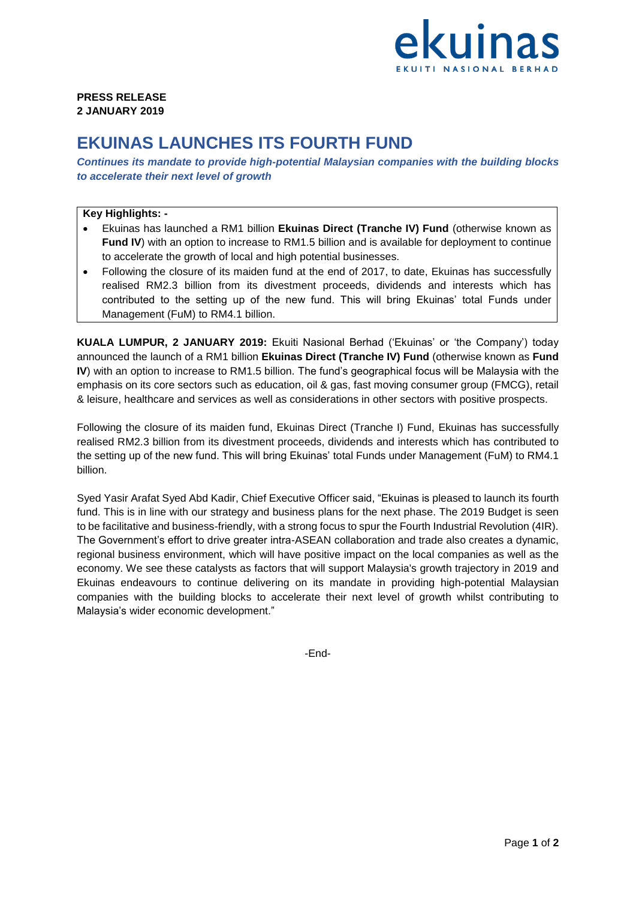ekuinas
EKUITI NASIONAL BERHAD

**PRESS RELEASE**
**2 JANUARY 2019**

# EKUINAS LAUNCHES ITS FOURTH FUND

***Continues its mandate to provide high-potential Malaysian companies with the building blocks to accelerate their next level of growth***

**Key Highlights: -**

- Ekuinas has launched a RM1 billion **Ekuinas Direct (Tranche IV) Fund** (otherwise known as **Fund IV**) with an option to increase to RM1.5 billion and is available for deployment to continue to accelerate the growth of local and high potential businesses.
- Following the closure of its maiden fund at the end of 2017, to date, Ekuinas has successfully realised RM2.3 billion from its divestment proceeds, dividends and interests which has contributed to the setting up of the new fund. This will bring Ekuinas' total Funds under Management (FuM) to RM4.1 billion.

**KUALA LUMPUR, 2 JANUARY 2019:** Ekuiti Nasional Berhad ('Ekuinas' or 'the Company') today announced the launch of a RM1 billion **Ekuinas Direct (Tranche IV) Fund** (otherwise known as **Fund IV**) with an option to increase to RM1.5 billion. The fund's geographical focus will be Malaysia with the emphasis on its core sectors such as education, oil & gas, fast moving consumer group (FMCG), retail & leisure, healthcare and services as well as considerations in other sectors with positive prospects.

Following the closure of its maiden fund, Ekuinas Direct (Tranche I) Fund, Ekuinas has successfully realised RM2.3 billion from its divestment proceeds, dividends and interests which has contributed to the setting up of the new fund. This will bring Ekuinas' total Funds under Management (FuM) to RM4.1 billion.

Syed Yasir Arafat Syed Abd Kadir, Chief Executive Officer said, "Ekuinas is pleased to launch its fourth fund. This is in line with our strategy and business plans for the next phase. The 2019 Budget is seen to be facilitative and business-friendly, with a strong focus to spur the Fourth Industrial Revolution (4IR). The Government's effort to drive greater intra-ASEAN collaboration and trade also creates a dynamic, regional business environment, which will have positive impact on the local companies as well as the economy. We see these catalysts as factors that will support Malaysia's growth trajectory in 2019 and Ekuinas endeavours to continue delivering on its mandate in providing high-potential Malaysian companies with the building blocks to accelerate their next level of growth whilst contributing to Malaysia's wider economic development."

-End-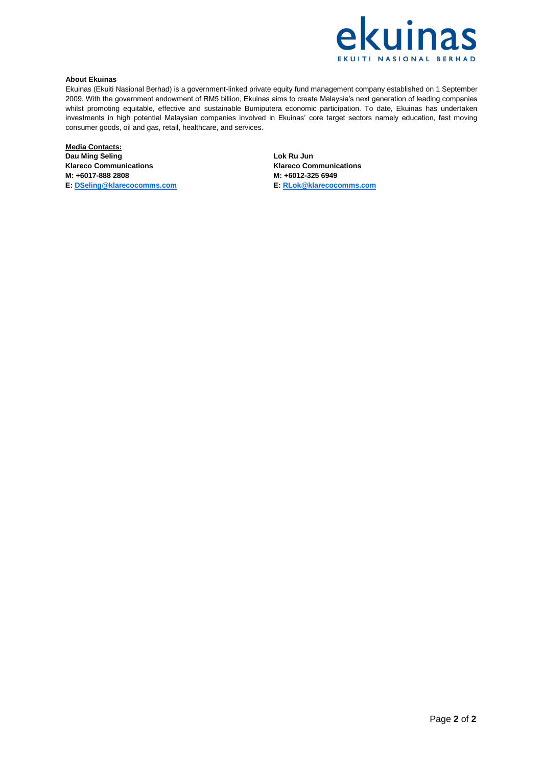**About Ekuinas**

Ekuinas (Ekuiti Nasional Berhad) is a government-linked private equity fund management company established on 1 September 2009. With the government endowment of RM5 billion, Ekuinas aims to create Malaysia's next generation of leading companies whilst promoting equitable, effective and sustainable Bumiputera economic participation. To date, Ekuinas has undertaken investments in high potential Malaysian companies involved in Ekuinas' core target sectors namely education, fast moving consumer goods, oil and gas, retail, healthcare, and services.

**Media Contacts:**

**Dau Ming Seling**
**Klareco Communications**
**M: +6017-888 2808**
**E: DSeling@klarecocomms.com**

**Lok Ru Jun**
**Klareco Communications**
**M: +6012-325 6949**
**E: RLok@klarecocomms.com**